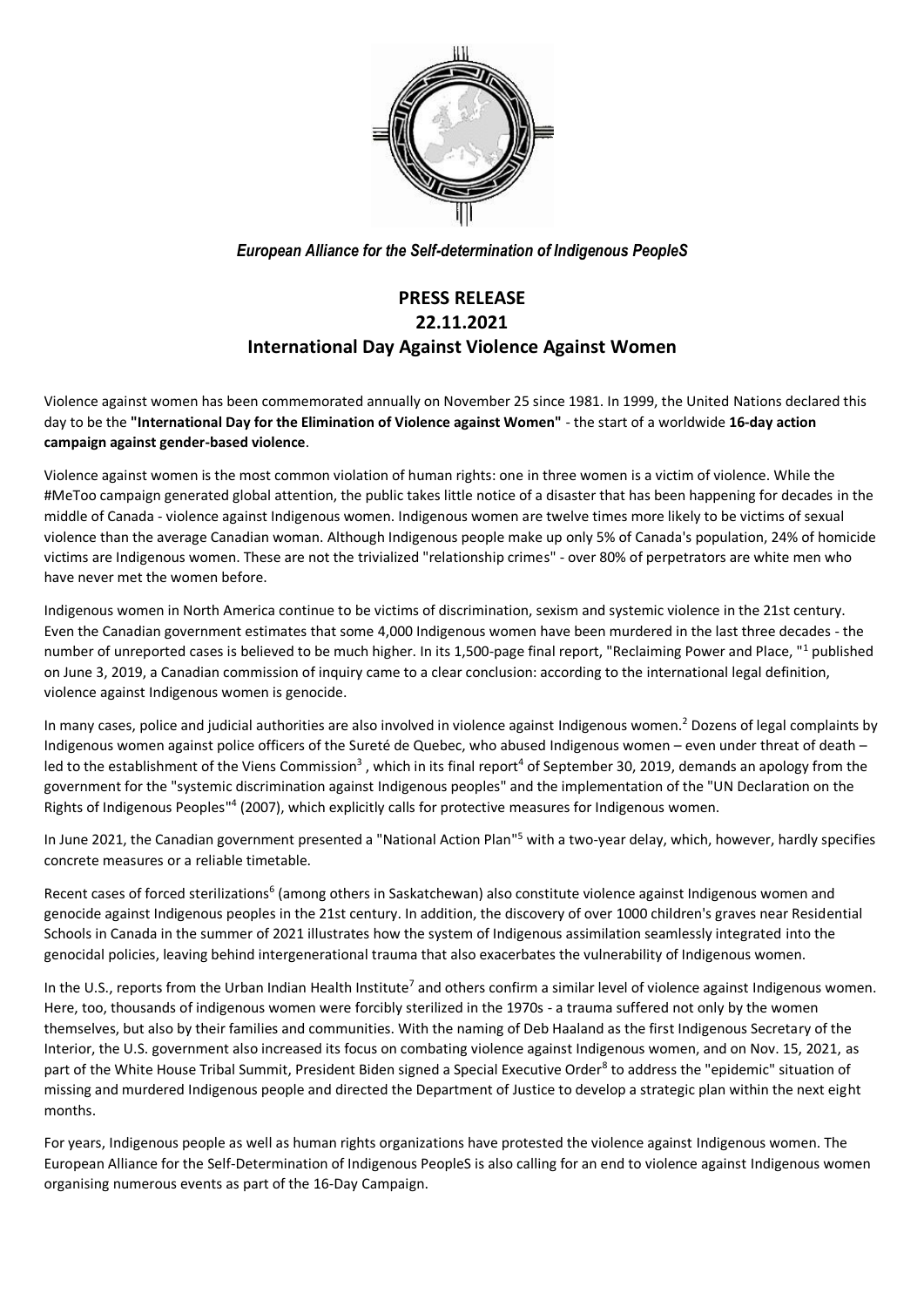*European Alliance for the Self-determination of Indigenous PeopleS*

# PRESS RELEASE
# 22.11.2021
# International Day Against Violence Against Women

Violence against women has been commemorated annually on November 25 since 1981. In 1999, the United Nations declared this day to be the **"International Day for the Elimination of Violence against Women"** - the start of a worldwide **16-day action campaign against gender-based violence**.

Violence against women is the most common violation of human rights: one in three women is a victim of violence. While the #MeToo campaign generated global attention, the public takes little notice of a disaster that has been happening for decades in the middle of Canada - violence against Indigenous women. Indigenous women are twelve times more likely to be victims of sexual violence than the average Canadian woman. Although Indigenous people make up only 5% of Canada's population, 24% of homicide victims are Indigenous women. These are not the trivialized "relationship crimes" - over 80% of perpetrators are white men who have never met the women before.

Indigenous women in North America continue to be victims of discrimination, sexism and systemic violence in the 21st century. Even the Canadian government estimates that some 4,000 Indigenous women have been murdered in the last three decades - the number of unreported cases is believed to be much higher. In its 1,500-page final report, "Reclaiming Power and Place, "[1] published on June 3, 2019, a Canadian commission of inquiry came to a clear conclusion: according to the international legal definition, violence against Indigenous women is genocide.

In many cases, police and judicial authorities are also involved in violence against Indigenous women.[2] Dozens of legal complaints by Indigenous women against police officers of the Sureté de Quebec, who abused Indigenous women – even under threat of death – led to the establishment of the Viens Commission[3] , which in its final report[4] of September 30, 2019, demands an apology from the government for the "systemic discrimination against Indigenous peoples" and the implementation of the "UN Declaration on the Rights of Indigenous Peoples"[4] (2007), which explicitly calls for protective measures for Indigenous women.

In June 2021, the Canadian government presented a "National Action Plan"[5] with a two-year delay, which, however, hardly specifies concrete measures or a reliable timetable.

Recent cases of forced sterilizations[6] (among others in Saskatchewan) also constitute violence against Indigenous women and genocide against Indigenous peoples in the 21st century. In addition, the discovery of over 1000 children's graves near Residential Schools in Canada in the summer of 2021 illustrates how the system of Indigenous assimilation seamlessly integrated into the genocidal policies, leaving behind intergenerational trauma that also exacerbates the vulnerability of Indigenous women.

In the U.S., reports from the Urban Indian Health Institute[7] and others confirm a similar level of violence against Indigenous women. Here, too, thousands of indigenous women were forcibly sterilized in the 1970s - a trauma suffered not only by the women themselves, but also by their families and communities. With the naming of Deb Haaland as the first Indigenous Secretary of the Interior, the U.S. government also increased its focus on combating violence against Indigenous women, and on Nov. 15, 2021, as part of the White House Tribal Summit, President Biden signed a Special Executive Order[8] to address the "epidemic" situation of missing and murdered Indigenous people and directed the Department of Justice to develop a strategic plan within the next eight months.

For years, Indigenous people as well as human rights organizations have protested the violence against Indigenous women. The European Alliance for the Self-Determination of Indigenous PeopleS is also calling for an end to violence against Indigenous women organising numerous events as part of the 16-Day Campaign.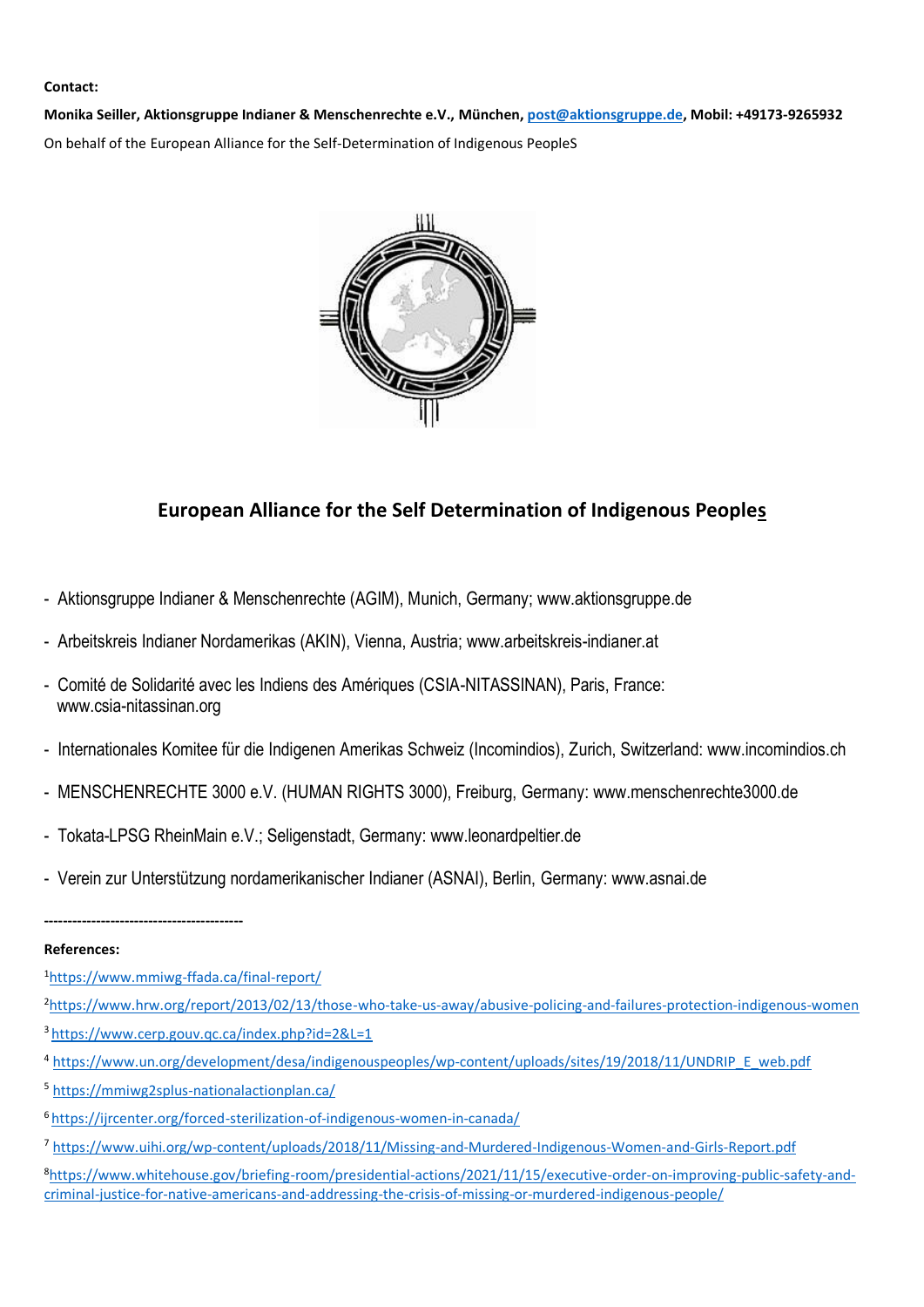**Contact:**

**Monika Seiller, Aktionsgruppe Indianer & Menschenrechte e.V., München, post@aktionsgruppe.de, Mobil: +49173-9265932**

On behalf of the European Alliance for the Self-Determination of Indigenous PeopleS

## European Alliance for the Self Determination of Indigenous Peoples

- Aktionsgruppe Indianer & Menschenrechte (AGIM), Munich, Germany; www.aktionsgruppe.de
- Arbeitskreis Indianer Nordamerikas (AKIN), Vienna, Austria; www.arbeitskreis-indianer.at
- Comité de Solidarité avec les Indiens des Amériques (CSIA-NITASSINAN), Paris, France: www.csia-nitassinan.org
- Internationales Komitee für die Indigenen Amerikas Schweiz (Incomindios), Zurich, Switzerland: www.incomindios.ch
- MENSCHENRECHTE 3000 e.V. (HUMAN RIGHTS 3000), Freiburg, Germany: www.menschenrechte3000.de
- Tokata-LPSG RheinMain e.V.; Seligenstadt, Germany: www.leonardpeltier.de
- Verein zur Unterstützung nordamerikanischer Indianer (ASNAI), Berlin, Germany: www.asnai.de

-----------------------------------------

**References:**

[1] https://www.mmiwg-ffada.ca/final-report/

[2] https://www.hrw.org/report/2013/02/13/those-who-take-us-away/abusive-policing-and-failures-protection-indigenous-women

[3] https://www.cerp.gouv.qc.ca/index.php?id=2&L=1

[4] https://www.un.org/development/desa/indigenouspeoples/wp-content/uploads/sites/19/2018/11/UNDRIP_E_web.pdf

[5] https://mmiwg2splus-nationalactionplan.ca/

[6] https://ijrcenter.org/forced-sterilization-of-indigenous-women-in-canada/

[7] https://www.uihi.org/wp-content/uploads/2018/11/Missing-and-Murdered-Indigenous-Women-and-Girls-Report.pdf

[8] https://www.whitehouse.gov/briefing-room/presidential-actions/2021/11/15/executive-order-on-improving-public-safety-and-criminal-justice-for-native-americans-and-addressing-the-crisis-of-missing-or-murdered-indigenous-people/